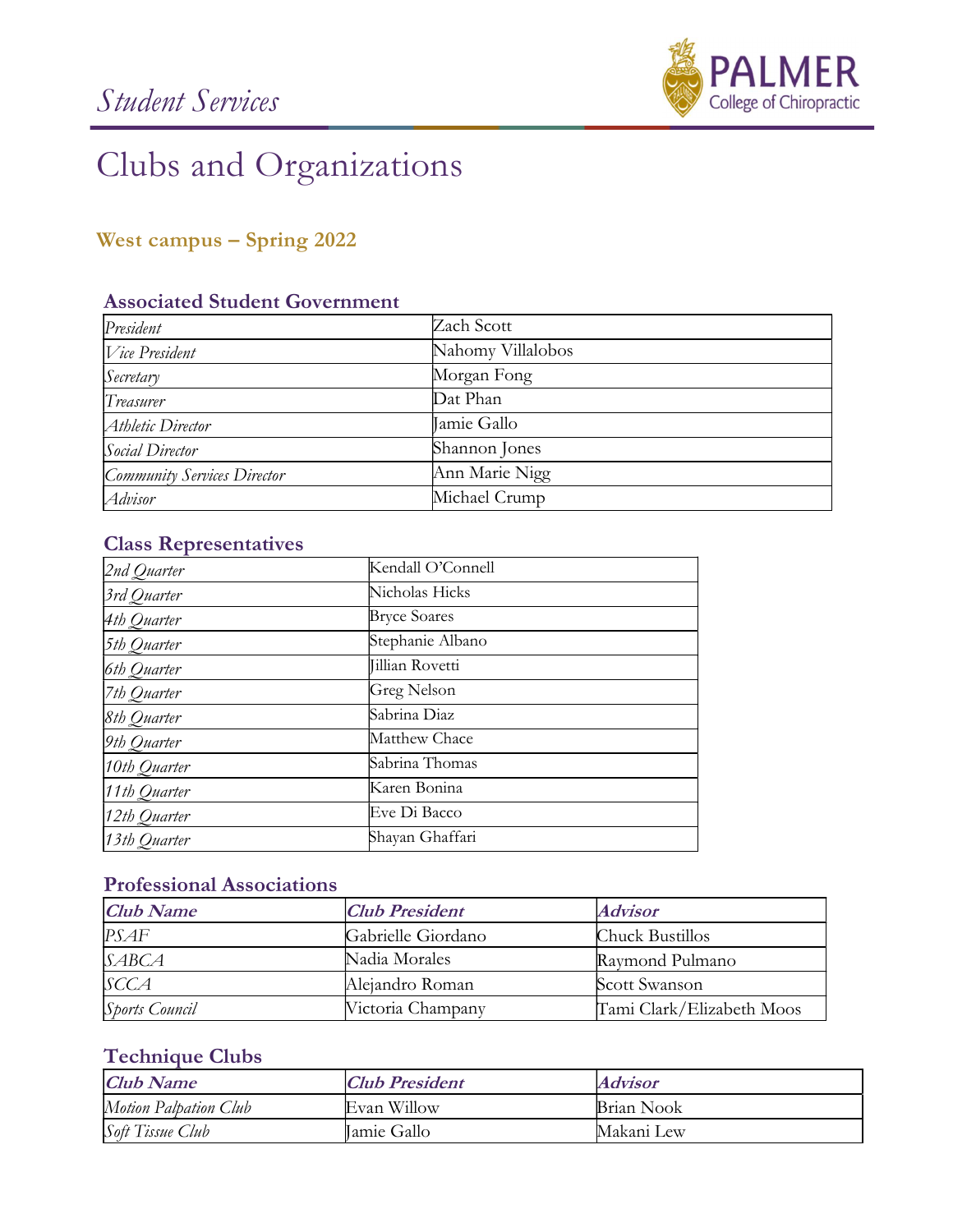# Student Services

# Clubs and Organizations

## West campus – Spring 2022

### Associated Student Government

| | |
|---|---|
| *President* | Zach Scott |
| *Vice President* | Nahomy Villalobos |
| *Secretary* | Morgan Fong |
| *Treasurer* | Dat Phan |
| *Athletic Director* | Jamie Gallo |
| *Social Director* | Shannon Jones |
| *Community Services Director* | Ann Marie Nigg |
| *Advisor* | Michael Crump |

### Class Representatives

| | |
|---|---|
| *2nd Quarter* | Kendall O'Connell |
| *3rd Quarter* | Nicholas Hicks |
| *4th Quarter* | Bryce Soares |
| *5th Quarter* | Stephanie Albano |
| *6th Quarter* | Jillian Rovetti |
| *7th Quarter* | Greg Nelson |
| *8th Quarter* | Sabrina Diaz |
| *9th Quarter* | Matthew Chace |
| *10th Quarter* | Sabrina Thomas |
| *11th Quarter* | Karen Bonina |
| *12th Quarter* | Eve Di Bacco |
| *13th Quarter* | Shayan Ghaffari |

### Professional Associations

| ***Club Name*** | ***Club President*** | ***Advisor*** |
|---|---|---|
| *PSAF* | Gabrielle Giordano | Chuck Bustillos |
| *SABCA* | Nadia Morales | Raymond Pulmano |
| *SCCA* | Alejandro Roman | Scott Swanson |
| *Sports Council* | Victoria Champany | Tami Clark/Elizabeth Moos |

### Technique Clubs

| ***Club Name*** | ***Club President*** | ***Advisor*** |
|---|---|---|
| *Motion Palpation Club* | Evan Willow | Brian Nook |
| *Soft Tissue Club* | Jamie Gallo | Makani Lew |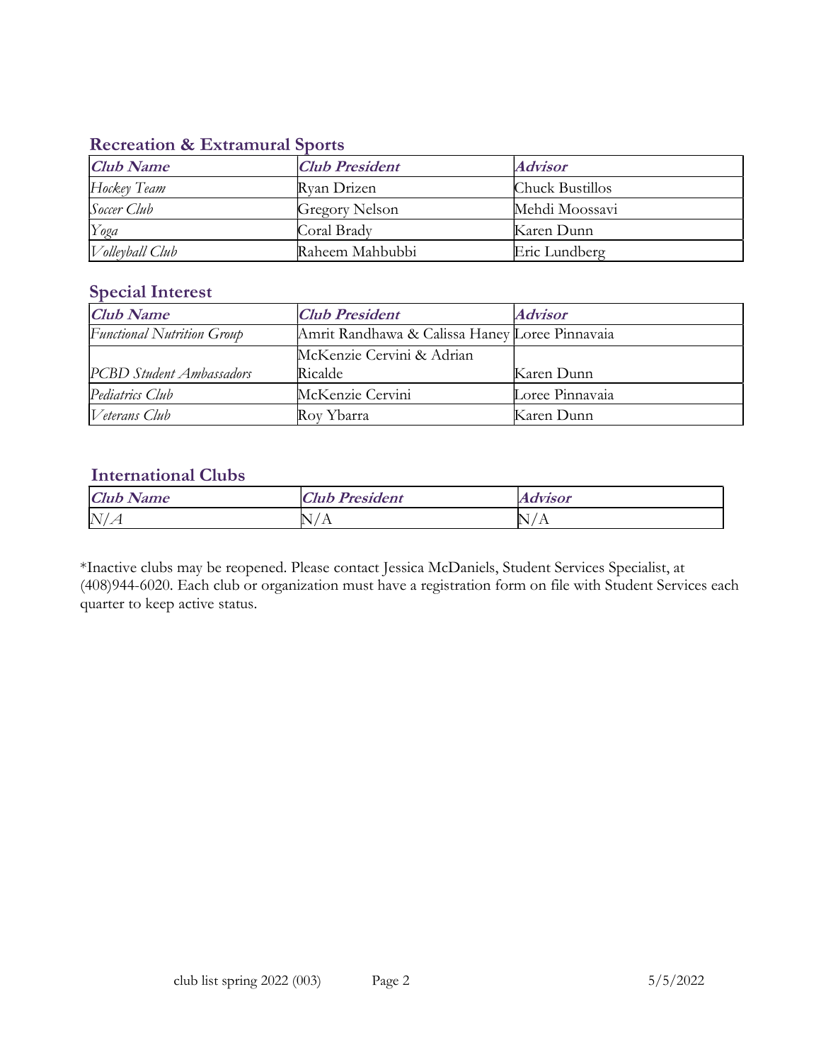## Recreation & Extramural Sports

| *Club Name* | *Club President* | *Advisor* |
|---|---|---|
| *Hockey Team* | Ryan Drizen | Chuck Bustillos |
| *Soccer Club* | Gregory Nelson | Mehdi Moossavi |
| *Yoga* | Coral Brady | Karen Dunn |
| *Volleyball Club* | Raheem Mahbubbi | Eric Lundberg |

## Special Interest

| *Club Name* | *Club President* | *Advisor* |
|---|---|---|
| *Functional Nutrition Group* | Amrit Randhawa & Calissa Haney | Loree Pinnavaia |
| *PCBD Student Ambassadors* | McKenzie Cervini & Adrian Ricalde | Karen Dunn |
| *Pediatrics Club* | McKenzie Cervini | Loree Pinnavaia |
| *Veterans Club* | Roy Ybarra | Karen Dunn |

## International Clubs

| *Club Name* | *Club President* | *Advisor* |
|---|---|---|
| *N/A* | N/A | N/A |

*Inactive clubs may be reopened. Please contact Jessica McDaniels, Student Services Specialist, at (408)944-6020. Each club or organization must have a registration form on file with Student Services each quarter to keep active status.